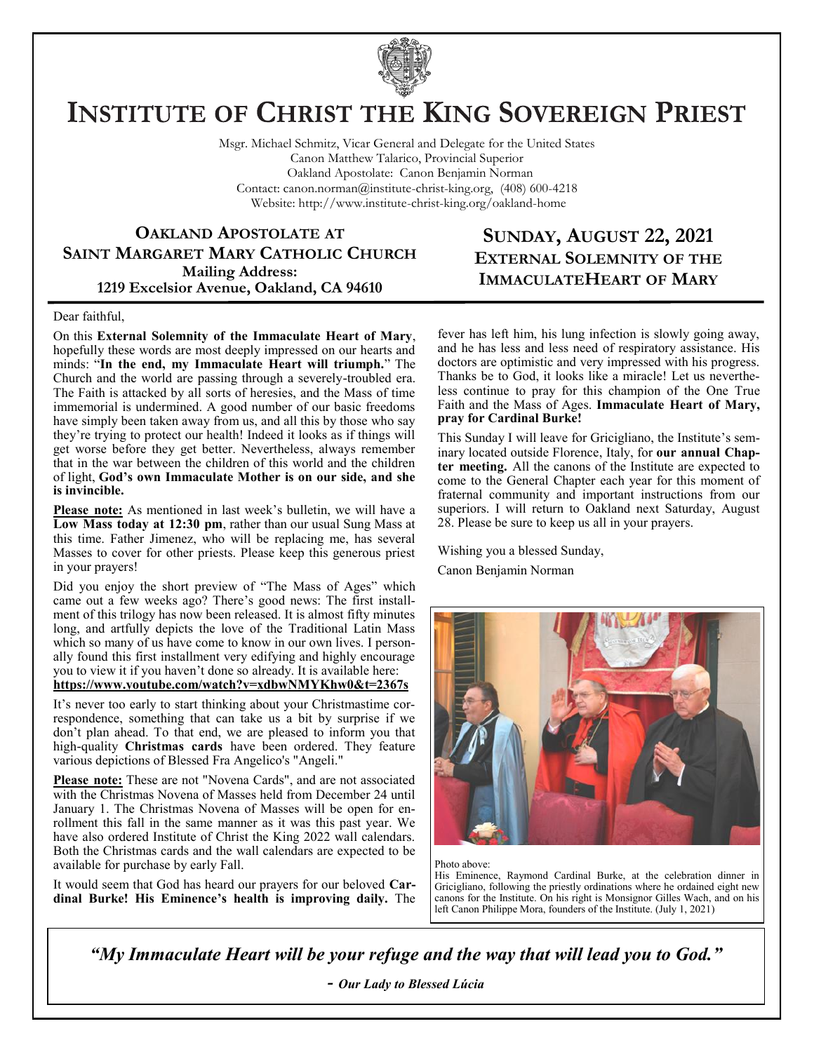# Institute of Christ the King Sovereign Priest

Msgr. Michael Schmitz, Vicar General and Delegate for the United States
Canon Matthew Talarico, Provincial Superior
Oakland Apostolate: Canon Benjamin Norman
Contact: canon.norman@institute-christ-king.org, (408) 600-4218
Website: http://www.institute-christ-king.org/oakland-home

## Oakland Apostolate at Saint Margaret Mary Catholic Church

**Mailing Address:**
**1219 Excelsior Avenue, Oakland, CA 94610**

## Sunday, August 22, 2021
## External Solemnity of the ImmaculateHeart of Mary

Dear faithful,

On this **External Solemnity of the Immaculate Heart of Mary**, hopefully these words are most deeply impressed on our hearts and minds: "**In the end, my Immaculate Heart will triumph.**" The Church and the world are passing through a severely-troubled era. The Faith is attacked by all sorts of heresies, and the Mass of time immemorial is undermined. A good number of our basic freedoms have simply been taken away from us, and all this by those who say they're trying to protect our health! Indeed it looks as if things will get worse before they get better. Nevertheless, always remember that in the war between the children of this world and the children of light, **God's own Immaculate Mother is on our side, and she is invincible.**

**Please note:** As mentioned in last week's bulletin, we will have a **Low Mass today at 12:30 pm**, rather than our usual Sung Mass at this time. Father Jimenez, who will be replacing me, has several Masses to cover for other priests. Please keep this generous priest in your prayers!

Did you enjoy the short preview of "The Mass of Ages" which came out a few weeks ago? There's good news: The first installment of this trilogy has now been released. It is almost fifty minutes long, and artfully depicts the love of the Traditional Latin Mass which so many of us have come to know in our own lives. I personally found this first installment very edifying and highly encourage you to view it if you haven't done so already. It is available here:
**https://www.youtube.com/watch?v=xdbwNMYKhw0&t=2367s**

It's never too early to start thinking about your Christmastime correspondence, something that can take us a bit by surprise if we don't plan ahead. To that end, we are pleased to inform you that high-quality **Christmas cards** have been ordered. They feature various depictions of Blessed Fra Angelico's "Angeli."

**Please note:** These are not "Novena Cards", and are not associated with the Christmas Novena of Masses held from December 24 until January 1. The Christmas Novena of Masses will be open for enrollment this fall in the same manner as it was this past year. We have also ordered Institute of Christ the King 2022 wall calendars. Both the Christmas cards and the wall calendars are expected to be available for purchase by early Fall.

It would seem that God has heard our prayers for our beloved **Cardinal Burke! His Eminence's health is improving daily.** The fever has left him, his lung infection is slowly going away, and he has less and less need of respiratory assistance. His doctors are optimistic and very impressed with his progress. Thanks be to God, it looks like a miracle! Let us nevertheless continue to pray for this champion of the One True Faith and the Mass of Ages. **Immaculate Heart of Mary, pray for Cardinal Burke!**

This Sunday I will leave for Gricigliano, the Institute's seminary located outside Florence, Italy, for **our annual Chapter meeting.** All the canons of the Institute are expected to come to the General Chapter each year for this moment of fraternal community and important instructions from our superiors. I will return to Oakland next Saturday, August 28. Please be sure to keep us all in your prayers.

Wishing you a blessed Sunday,

Canon Benjamin Norman

Photo above:
His Eminence, Raymond Cardinal Burke, at the celebration dinner in Gricigliano, following the priestly ordinations where he ordained eight new canons for the Institute. On his right is Monsignor Gilles Wach, and on his left Canon Philippe Mora, founders of the Institute. (July 1, 2021)

*"My Immaculate Heart will be your refuge and the way that will lead you to God."*

*- Our Lady to Blessed Lúcia*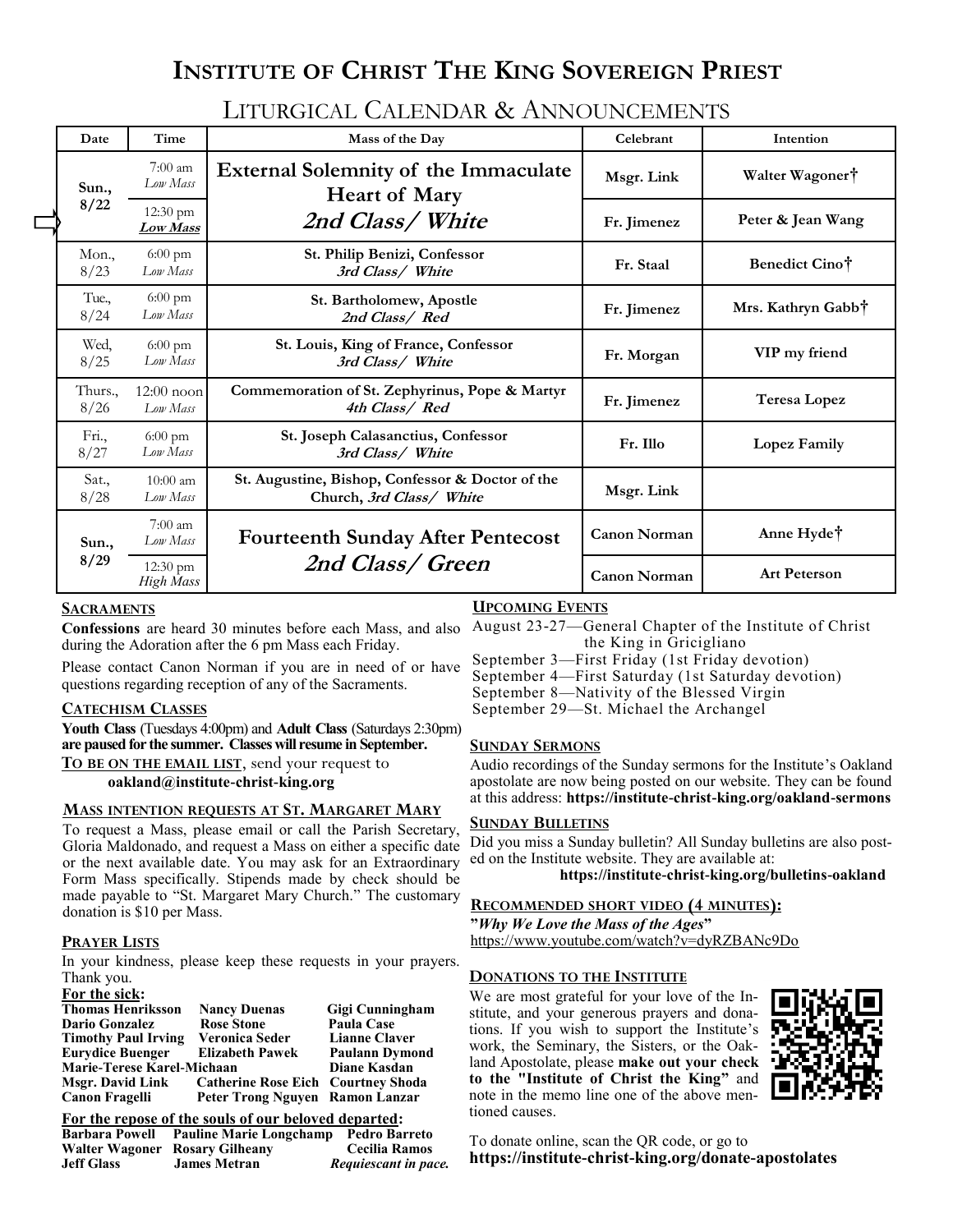# Institute of Christ The King Sovereign Priest

## Liturgical Calendar & Announcements

| Date | Time | Mass of the Day | Celebrant | Intention |
|---|---|---|---|---|
| **Sun., 8/22** | 7:00 am *Low Mass* | **External Solemnity of the Immaculate Heart of Mary** ***2nd Class/ White*** | **Msgr. Link** | **Walter Wagoner†** |
| | 12:30 pm ***Low Mass*** | | **Fr. Jimenez** | **Peter & Jean Wang** |
| Mon., 8/23 | 6:00 pm *Low Mass* | **St. Philip Benizi, Confessor** ***3rd Class/ White*** | **Fr. Staal** | **Benedict Cino†** |
| Tue., 8/24 | 6:00 pm *Low Mass* | **St. Bartholomew, Apostle** ***2nd Class/ Red*** | **Fr. Jimenez** | **Mrs. Kathryn Gabb†** |
| Wed, 8/25 | 6:00 pm *Low Mass* | **St. Louis, King of France, Confessor** ***3rd Class/ White*** | **Fr. Morgan** | **VIP my friend** |
| Thurs., 8/26 | 12:00 noon *Low Mass* | **Commemoration of St. Zephyrinus, Pope & Martyr** ***4th Class/ Red*** | **Fr. Jimenez** | **Teresa Lopez** |
| Fri., 8/27 | 6:00 pm *Low Mass* | **St. Joseph Calasanctius, Confessor** ***3rd Class/ White*** | **Fr. Illo** | **Lopez Family** |
| Sat., 8/28 | 10:00 am *Low Mass* | **St. Augustine, Bishop, Confessor & Doctor of the Church, *3rd Class/ White*** | **Msgr. Link** | |
| **Sun., 8/29** | 7:00 am *Low Mass* | **Fourteenth Sunday After Pentecost** ***2nd Class/ Green*** | **Canon Norman** | **Anne Hyde†** |
| | 12:30 pm *High Mass* | | **Canon Norman** | **Art Peterson** |

### Sacraments

**Confessions** are heard 30 minutes before each Mass, and also during the Adoration after the 6 pm Mass each Friday.

Please contact Canon Norman if you are in need of or have questions regarding reception of any of the Sacraments.

### Catechism Classes

**Youth Class** (Tuesdays 4:00pm) and **Adult Class** (Saturdays 2:30pm) **are paused for the summer. Classes will resume in September.**

**To be on the email list**, send your request to **oakland@institute-christ-king.org**

### Mass intention requests at St. Margaret Mary

To request a Mass, please email or call the Parish Secretary, Gloria Maldonado, and request a Mass on either a specific date or the next available date. You may ask for an Extraordinary Form Mass specifically. Stipends made by check should be made payable to "St. Margaret Mary Church." The customary donation is $10 per Mass.

### Prayer Lists

In your kindness, please keep these requests in your prayers. Thank you.

**For the sick:**

**Thomas Henriksson, Nancy Duenas, Gigi Cunningham, Dario Gonzalez, Rose Stone, Paula Case, Timothy Paul Irving, Veronica Seder, Lianne Claver, Eurydice Buenger, Elizabeth Pawek, Paulann Dymond, Marie-Terese Karel-Michaan, Diane Kasdan, Msgr. David Link, Catherine Rose Eich, Courtney Shoda, Canon Fragelli, Peter Trong Nguyen, Ramon Lanzar**

**For the repose of the souls of our beloved departed:**

**Barbara Powell, Pauline Marie Longchamp, Pedro Barreto, Walter Wagoner, Rosary Gilheany, Cecilia Ramos, Jeff Glass, James Metran** ***Requiescant in pace.***

### Upcoming Events

August 23-27—General Chapter of the Institute of Christ the King in Gricigliano
September 3—First Friday (1st Friday devotion)
September 4—First Saturday (1st Saturday devotion)
September 8—Nativity of the Blessed Virgin
September 29—St. Michael the Archangel

### Sunday Sermons

Audio recordings of the Sunday sermons for the Institute's Oakland apostolate are now being posted on our website. They can be found at this address: **https://institute-christ-king.org/oakland-sermons**

### Sunday Bulletins

Did you miss a Sunday bulletin? All Sunday bulletins are also posted on the Institute website. They are available at:
**https://institute-christ-king.org/bulletins-oakland**

### Recommended short video (4 minutes):

**"*Why We Love the Mass of the Ages*"**
https://www.youtube.com/watch?v=dyRZBANc9Do

### Donations to the Institute

We are most grateful for your love of the Institute, and your generous prayers and donations. If you wish to support the Institute's work, the Seminary, the Sisters, or the Oakland Apostolate, please **make out your check to the "Institute of Christ the King"** and note in the memo line one of the above mentioned causes.

To donate online, scan the QR code, or go to
**https://institute-christ-king.org/donate-apostolates**